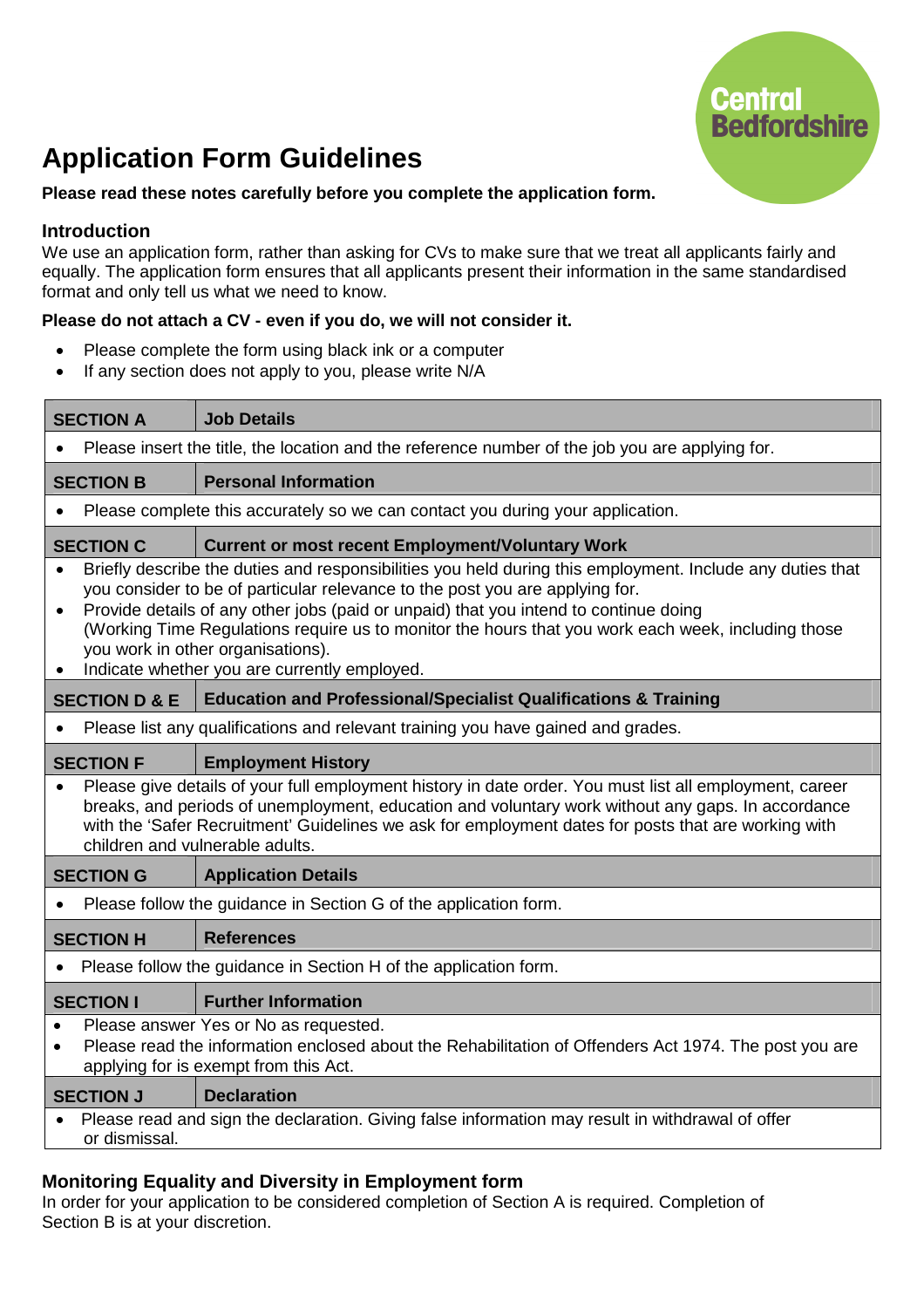Central Bedfordshire

# Application Form Guidelines

**Please read these notes carefully before you complete the application form.**

## Introduction

We use an application form, rather than asking for CVs to make sure that we treat all applicants fairly and equally. The application form ensures that all applicants present their information in the same standardised format and only tell us what we need to know.

**Please do not attach a CV - even if you do, we will not consider it.**

- Please complete the form using black ink or a computer
- If any section does not apply to you, please write N/A

| SECTION A | Job Details |
|---|---|
| • Please insert the title, the location and the reference number of the job you are applying for. | |
| **SECTION B** | **Personal Information** |
| • Please complete this accurately so we can contact you during your application. | |
| **SECTION C** | **Current or most recent Employment/Voluntary Work** |
| • Briefly describe the duties and responsibilities you held during this employment. Include any duties that you consider to be of particular relevance to the post you are applying for.<br>• Provide details of any other jobs (paid or unpaid) that you intend to continue doing (Working Time Regulations require us to monitor the hours that you work each week, including those you work in other organisations).<br>• Indicate whether you are currently employed. | |
| **SECTION D & E** | **Education and Professional/Specialist Qualifications & Training** |
| • Please list any qualifications and relevant training you have gained and grades. | |
| **SECTION F** | **Employment History** |
| • Please give details of your full employment history in date order. You must list all employment, career breaks, and periods of unemployment, education and voluntary work without any gaps. In accordance with the 'Safer Recruitment' Guidelines we ask for employment dates for posts that are working with children and vulnerable adults. | |
| **SECTION G** | **Application Details** |
| • Please follow the guidance in Section G of the application form. | |
| **SECTION H** | **References** |
| • Please follow the guidance in Section H of the application form. | |
| **SECTION I** | **Further Information** |
| • Please answer Yes or No as requested.<br>• Please read the information enclosed about the Rehabilitation of Offenders Act 1974. The post you are applying for is exempt from this Act. | |
| **SECTION J** | **Declaration** |
| • Please read and sign the declaration. Giving false information may result in withdrawal of offer or dismissal. | |

## Monitoring Equality and Diversity in Employment form

In order for your application to be considered completion of Section A is required. Completion of Section B is at your discretion.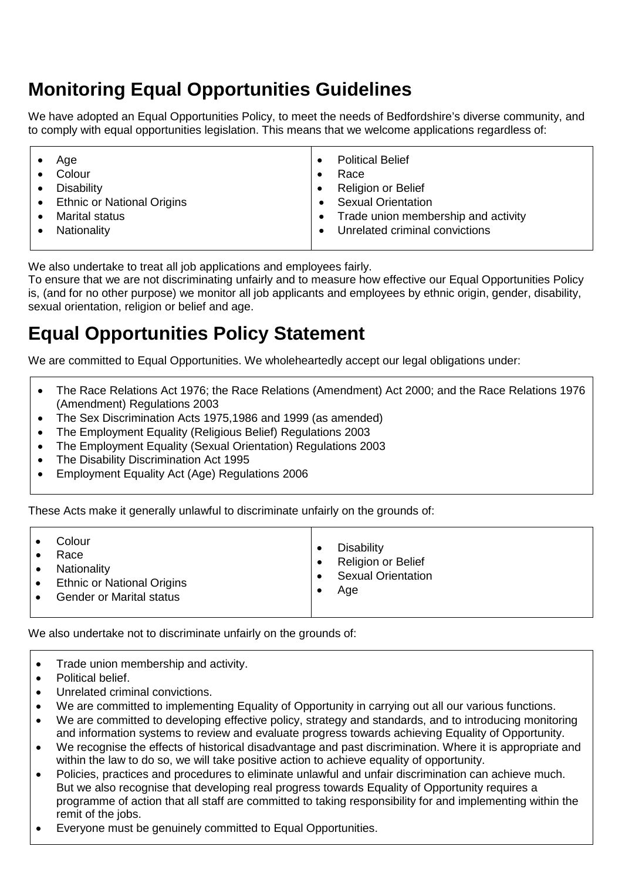## Monitoring Equal Opportunities Guidelines

We have adopted an Equal Opportunities Policy, to meet the needs of Bedfordshire's diverse community, and to comply with equal opportunities legislation. This means that we welcome applications regardless of:

- Age
- Colour
- Disability
- Ethnic or National Origins
- Marital status
- Nationality
- Political Belief
- Race
- Religion or Belief
- Sexual Orientation
- Trade union membership and activity
- Unrelated criminal convictions

We also undertake to treat all job applications and employees fairly.
To ensure that we are not discriminating unfairly and to measure how effective our Equal Opportunities Policy is, (and for no other purpose) we monitor all job applicants and employees by ethnic origin, gender, disability, sexual orientation, religion or belief and age.

## Equal Opportunities Policy Statement

We are committed to Equal Opportunities. We wholeheartedly accept our legal obligations under:

- The Race Relations Act 1976; the Race Relations (Amendment) Act 2000; and the Race Relations 1976 (Amendment) Regulations 2003
- The Sex Discrimination Acts 1975,1986 and 1999 (as amended)
- The Employment Equality (Religious Belief) Regulations 2003
- The Employment Equality (Sexual Orientation) Regulations 2003
- The Disability Discrimination Act 1995
- Employment Equality Act (Age) Regulations 2006

These Acts make it generally unlawful to discriminate unfairly on the grounds of:

- Colour
- Race
- Nationality
- Ethnic or National Origins
- Gender or Marital status
- Disability
- Religion or Belief
- Sexual Orientation
- Age

We also undertake not to discriminate unfairly on the grounds of:

- Trade union membership and activity.
- Political belief.
- Unrelated criminal convictions.
- We are committed to implementing Equality of Opportunity in carrying out all our various functions.
- We are committed to developing effective policy, strategy and standards, and to introducing monitoring and information systems to review and evaluate progress towards achieving Equality of Opportunity.
- We recognise the effects of historical disadvantage and past discrimination. Where it is appropriate and within the law to do so, we will take positive action to achieve equality of opportunity.
- Policies, practices and procedures to eliminate unlawful and unfair discrimination can achieve much. But we also recognise that developing real progress towards Equality of Opportunity requires a programme of action that all staff are committed to taking responsibility for and implementing within the remit of the jobs.
- Everyone must be genuinely committed to Equal Opportunities.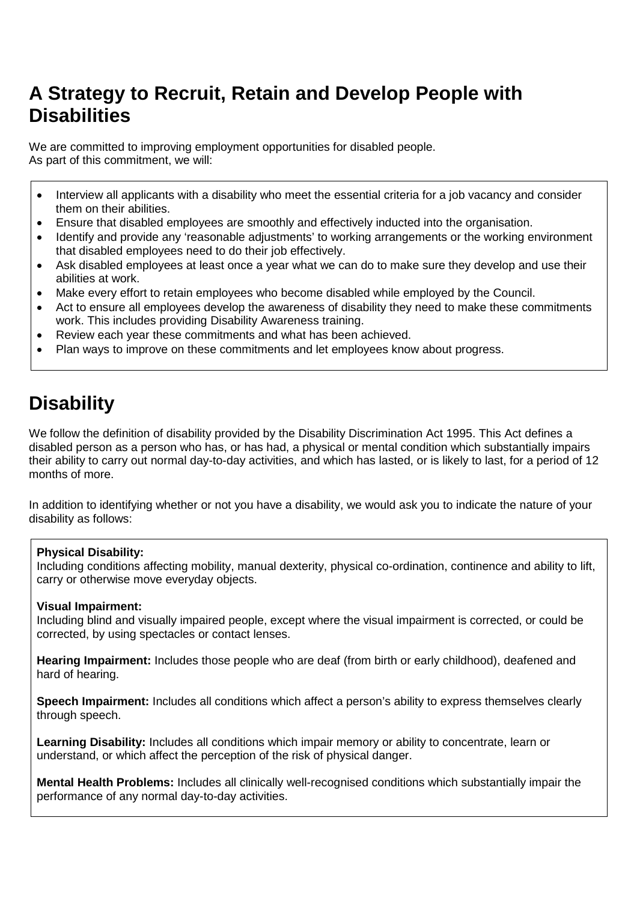## A Strategy to Recruit, Retain and Develop People with Disabilities

We are committed to improving employment opportunities for disabled people.
As part of this commitment, we will:

- Interview all applicants with a disability who meet the essential criteria for a job vacancy and consider them on their abilities.
- Ensure that disabled employees are smoothly and effectively inducted into the organisation.
- Identify and provide any 'reasonable adjustments' to working arrangements or the working environment that disabled employees need to do their job effectively.
- Ask disabled employees at least once a year what we can do to make sure they develop and use their abilities at work.
- Make every effort to retain employees who become disabled while employed by the Council.
- Act to ensure all employees develop the awareness of disability they need to make these commitments work. This includes providing Disability Awareness training.
- Review each year these commitments and what has been achieved.
- Plan ways to improve on these commitments and let employees know about progress.

## Disability

We follow the definition of disability provided by the Disability Discrimination Act 1995. This Act defines a disabled person as a person who has, or has had, a physical or mental condition which substantially impairs their ability to carry out normal day-to-day activities, and which has lasted, or is likely to last, for a period of 12 months of more.

In addition to identifying whether or not you have a disability, we would ask you to indicate the nature of your disability as follows:

**Physical Disability:**
Including conditions affecting mobility, manual dexterity, physical co-ordination, continence and ability to lift, carry or otherwise move everyday objects.

**Visual Impairment:**
Including blind and visually impaired people, except where the visual impairment is corrected, or could be corrected, by using spectacles or contact lenses.

**Hearing Impairment:** Includes those people who are deaf (from birth or early childhood), deafened and hard of hearing.

**Speech Impairment:** Includes all conditions which affect a person's ability to express themselves clearly through speech.

**Learning Disability:** Includes all conditions which impair memory or ability to concentrate, learn or understand, or which affect the perception of the risk of physical danger.

**Mental Health Problems:** Includes all clinically well-recognised conditions which substantially impair the performance of any normal day-to-day activities.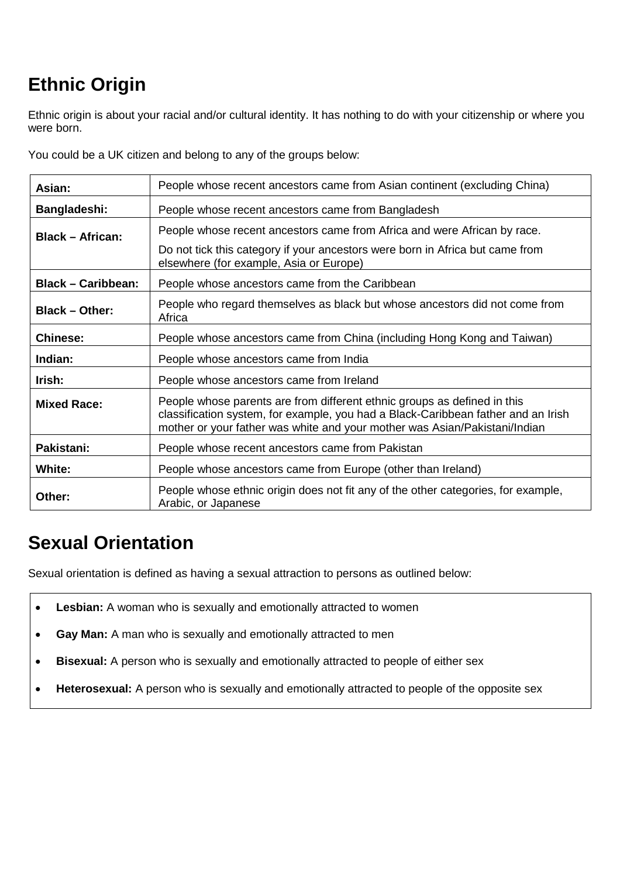## Ethnic Origin

Ethnic origin is about your racial and/or cultural identity. It has nothing to do with your citizenship or where you were born.

You could be a UK citizen and belong to any of the groups below:

| | |
|---|---|
| **Asian:** | People whose recent ancestors came from Asian continent (excluding China) |
| **Bangladeshi:** | People whose recent ancestors came from Bangladesh |
| **Black – African:** | People whose recent ancestors came from Africa and were African by race.<br>Do not tick this category if your ancestors were born in Africa but came from elsewhere (for example, Asia or Europe) |
| **Black – Caribbean:** | People whose ancestors came from the Caribbean |
| **Black – Other:** | People who regard themselves as black but whose ancestors did not come from Africa |
| **Chinese:** | People whose ancestors came from China (including Hong Kong and Taiwan) |
| **Indian:** | People whose ancestors came from India |
| **Irish:** | People whose ancestors came from Ireland |
| **Mixed Race:** | People whose parents are from different ethnic groups as defined in this classification system, for example, you had a Black-Caribbean father and an Irish mother or your father was white and your mother was Asian/Pakistani/Indian |
| **Pakistani:** | People whose recent ancestors came from Pakistan |
| **White:** | People whose ancestors came from Europe (other than Ireland) |
| **Other:** | People whose ethnic origin does not fit any of the other categories, for example, Arabic, or Japanese |

## Sexual Orientation

Sexual orientation is defined as having a sexual attraction to persons as outlined below:

- **Lesbian:** A woman who is sexually and emotionally attracted to women
- **Gay Man:** A man who is sexually and emotionally attracted to men
- **Bisexual:** A person who is sexually and emotionally attracted to people of either sex
- **Heterosexual:** A person who is sexually and emotionally attracted to people of the opposite sex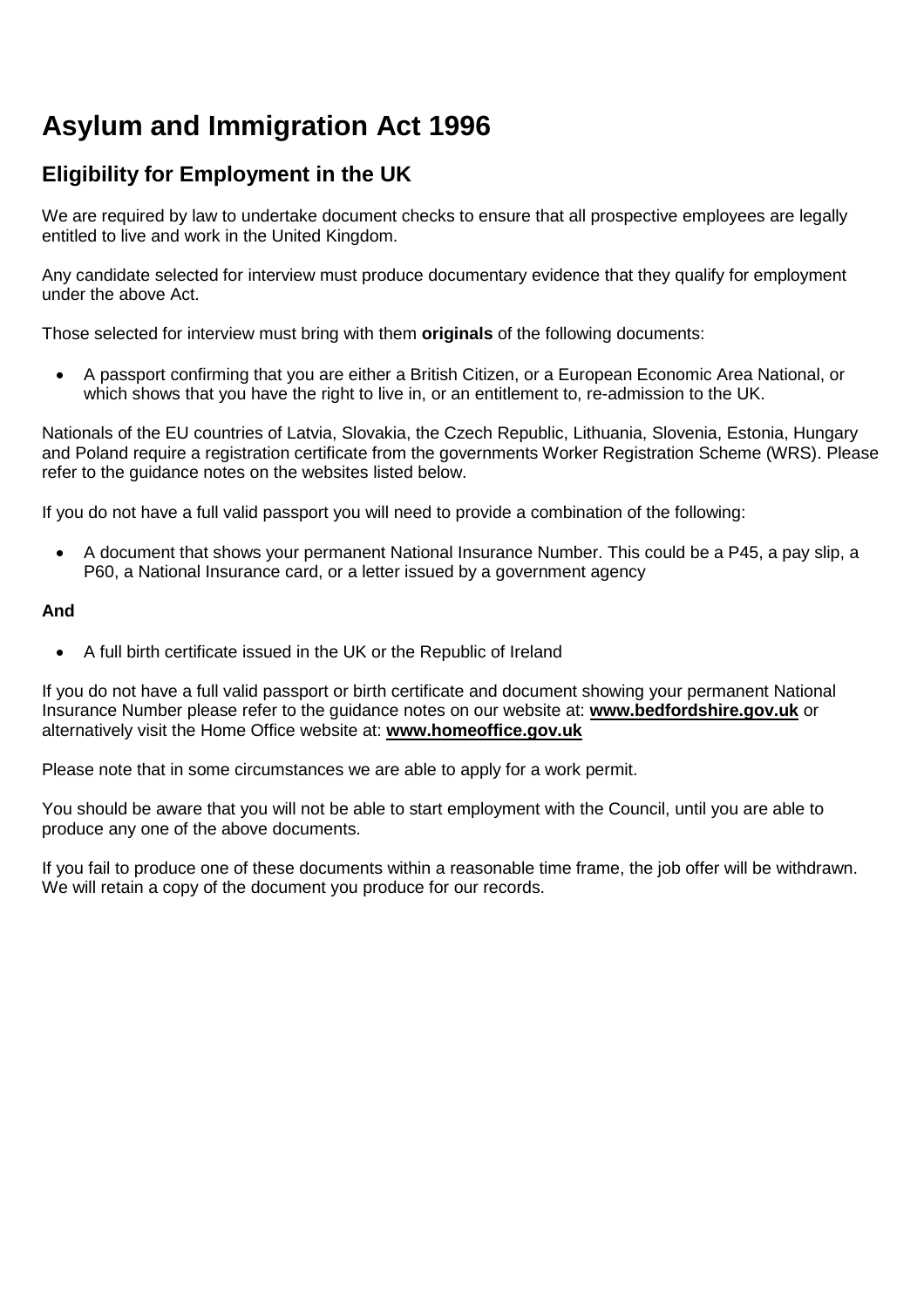# Asylum and Immigration Act 1996

## Eligibility for Employment in the UK

We are required by law to undertake document checks to ensure that all prospective employees are legally entitled to live and work in the United Kingdom.

Any candidate selected for interview must produce documentary evidence that they qualify for employment under the above Act.

Those selected for interview must bring with them **originals** of the following documents:

- A passport confirming that you are either a British Citizen, or a European Economic Area National, or which shows that you have the right to live in, or an entitlement to, re-admission to the UK.

Nationals of the EU countries of Latvia, Slovakia, the Czech Republic, Lithuania, Slovenia, Estonia, Hungary and Poland require a registration certificate from the governments Worker Registration Scheme (WRS). Please refer to the guidance notes on the websites listed below.

If you do not have a full valid passport you will need to provide a combination of the following:

- A document that shows your permanent National Insurance Number. This could be a P45, a pay slip, a P60, a National Insurance card, or a letter issued by a government agency

**And**

- A full birth certificate issued in the UK or the Republic of Ireland

If you do not have a full valid passport or birth certificate and document showing your permanent National Insurance Number please refer to the guidance notes on our website at: **www.bedfordshire.gov.uk** or alternatively visit the Home Office website at: **www.homeoffice.gov.uk**

Please note that in some circumstances we are able to apply for a work permit.

You should be aware that you will not be able to start employment with the Council, until you are able to produce any one of the above documents.

If you fail to produce one of these documents within a reasonable time frame, the job offer will be withdrawn. We will retain a copy of the document you produce for our records.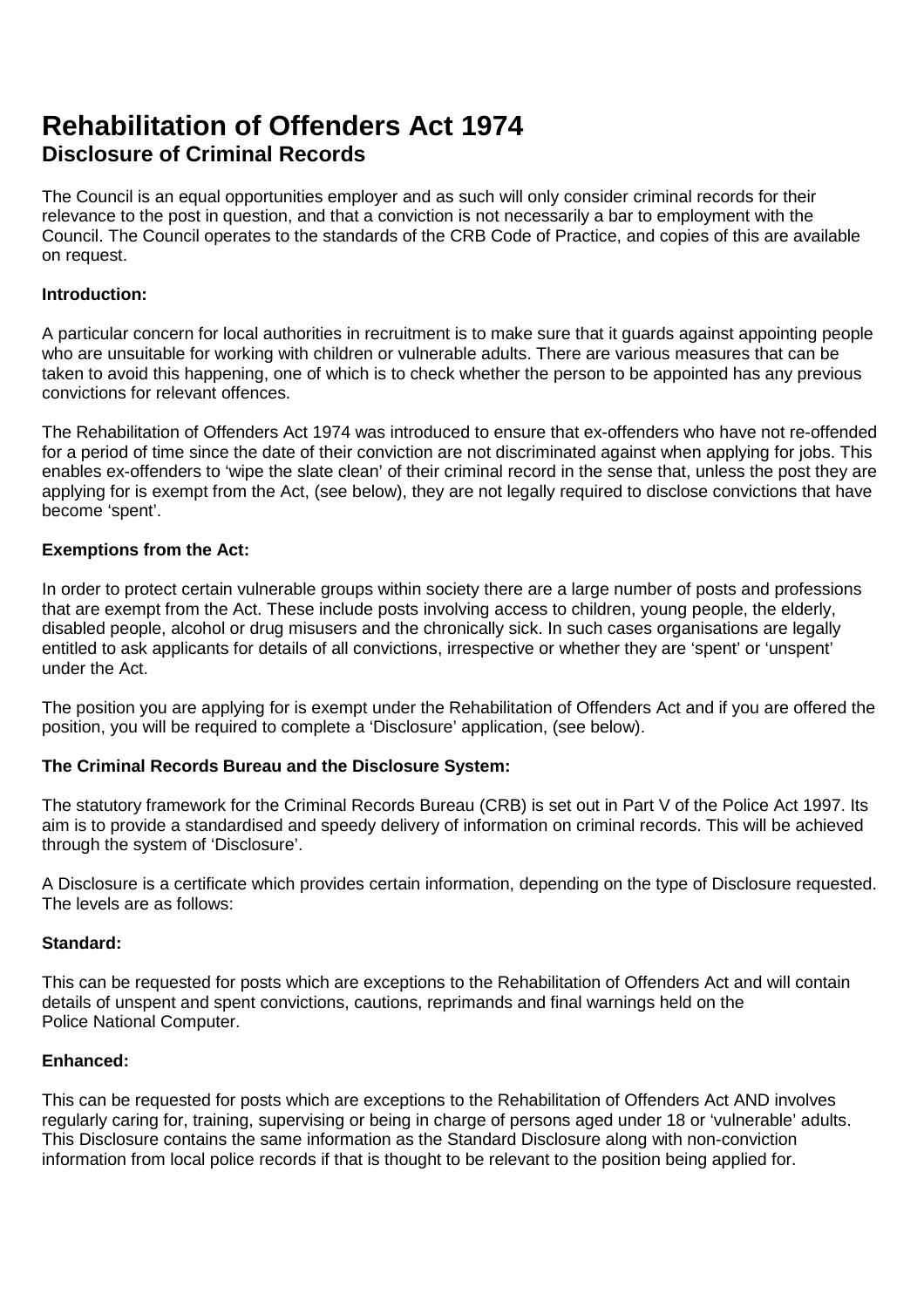# Rehabilitation of Offenders Act 1974

## Disclosure of Criminal Records

The Council is an equal opportunities employer and as such will only consider criminal records for their relevance to the post in question, and that a conviction is not necessarily a bar to employment with the Council. The Council operates to the standards of the CRB Code of Practice, and copies of this are available on request.

**Introduction:**

A particular concern for local authorities in recruitment is to make sure that it guards against appointing people who are unsuitable for working with children or vulnerable adults. There are various measures that can be taken to avoid this happening, one of which is to check whether the person to be appointed has any previous convictions for relevant offences.

The Rehabilitation of Offenders Act 1974 was introduced to ensure that ex-offenders who have not re-offended for a period of time since the date of their conviction are not discriminated against when applying for jobs. This enables ex-offenders to 'wipe the slate clean' of their criminal record in the sense that, unless the post they are applying for is exempt from the Act, (see below), they are not legally required to disclose convictions that have become 'spent'.

**Exemptions from the Act:**

In order to protect certain vulnerable groups within society there are a large number of posts and professions that are exempt from the Act. These include posts involving access to children, young people, the elderly, disabled people, alcohol or drug misusers and the chronically sick. In such cases organisations are legally entitled to ask applicants for details of all convictions, irrespective or whether they are 'spent' or 'unspent' under the Act.

The position you are applying for is exempt under the Rehabilitation of Offenders Act and if you are offered the position, you will be required to complete a 'Disclosure' application, (see below).

**The Criminal Records Bureau and the Disclosure System:**

The statutory framework for the Criminal Records Bureau (CRB) is set out in Part V of the Police Act 1997. Its aim is to provide a standardised and speedy delivery of information on criminal records. This will be achieved through the system of 'Disclosure'.

A Disclosure is a certificate which provides certain information, depending on the type of Disclosure requested. The levels are as follows:

**Standard:**

This can be requested for posts which are exceptions to the Rehabilitation of Offenders Act and will contain details of unspent and spent convictions, cautions, reprimands and final warnings held on the Police National Computer.

**Enhanced:**

This can be requested for posts which are exceptions to the Rehabilitation of Offenders Act AND involves regularly caring for, training, supervising or being in charge of persons aged under 18 or 'vulnerable' adults. This Disclosure contains the same information as the Standard Disclosure along with non-conviction information from local police records if that is thought to be relevant to the position being applied for.